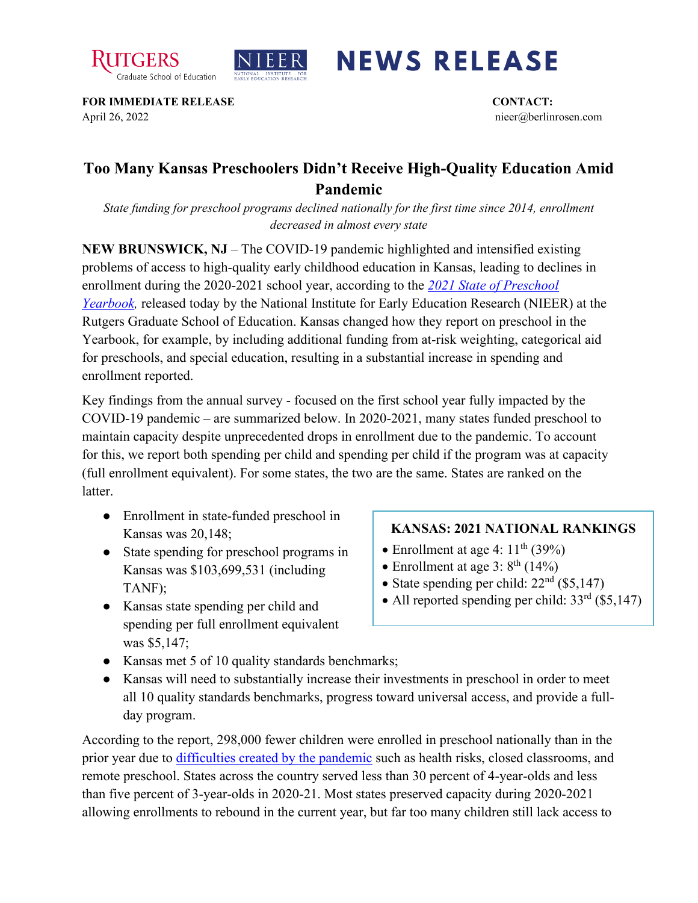**NEWS RELEASE**

**FOR IMMEDIATE RELEASE**
April 26, 2022

**CONTACT:**
nieer@berlinrosen.com

# Too Many Kansas Preschoolers Didn't Receive High-Quality Education Amid Pandemic

*State funding for preschool programs declined nationally for the first time since 2014, enrollment decreased in almost every state*

**NEW BRUNSWICK, NJ** – The COVID-19 pandemic highlighted and intensified existing problems of access to high-quality early childhood education in Kansas, leading to declines in enrollment during the 2020-2021 school year, according to the [*2021 State of Preschool Yearbook*](), released today by the National Institute for Early Education Research (NIEER) at the Rutgers Graduate School of Education. Kansas changed how they report on preschool in the Yearbook, for example, by including additional funding from at-risk weighting, categorical aid for preschools, and special education, resulting in a substantial increase in spending and enrollment reported.

Key findings from the annual survey - focused on the first school year fully impacted by the COVID-19 pandemic – are summarized below. In 2020-2021, many states funded preschool to maintain capacity despite unprecedented drops in enrollment due to the pandemic. To account for this, we report both spending per child and spending per child if the program was at capacity (full enrollment equivalent). For some states, the two are the same. States are ranked on the latter.

- Enrollment in state-funded preschool in Kansas was 20,148;
- State spending for preschool programs in Kansas was $103,699,531 (including TANF);
- Kansas state spending per child and spending per full enrollment equivalent was $5,147;
- Kansas met 5 of 10 quality standards benchmarks;
- Kansas will need to substantially increase their investments in preschool in order to meet all 10 quality standards benchmarks, progress toward universal access, and provide a full-day program.

**KANSAS: 2021 NATIONAL RANKINGS**

- Enrollment at age 4: 11th (39%)
- Enrollment at age 3: 8th (14%)
- State spending per child: 22nd ($5,147)
- All reported spending per child: 33rd ($5,147)

According to the report, 298,000 fewer children were enrolled in preschool nationally than in the prior year due to [difficulties created by the pandemic]() such as health risks, closed classrooms, and remote preschool. States across the country served less than 30 percent of 4-year-olds and less than five percent of 3-year-olds in 2020-21. Most states preserved capacity during 2020-2021 allowing enrollments to rebound in the current year, but far too many children still lack access to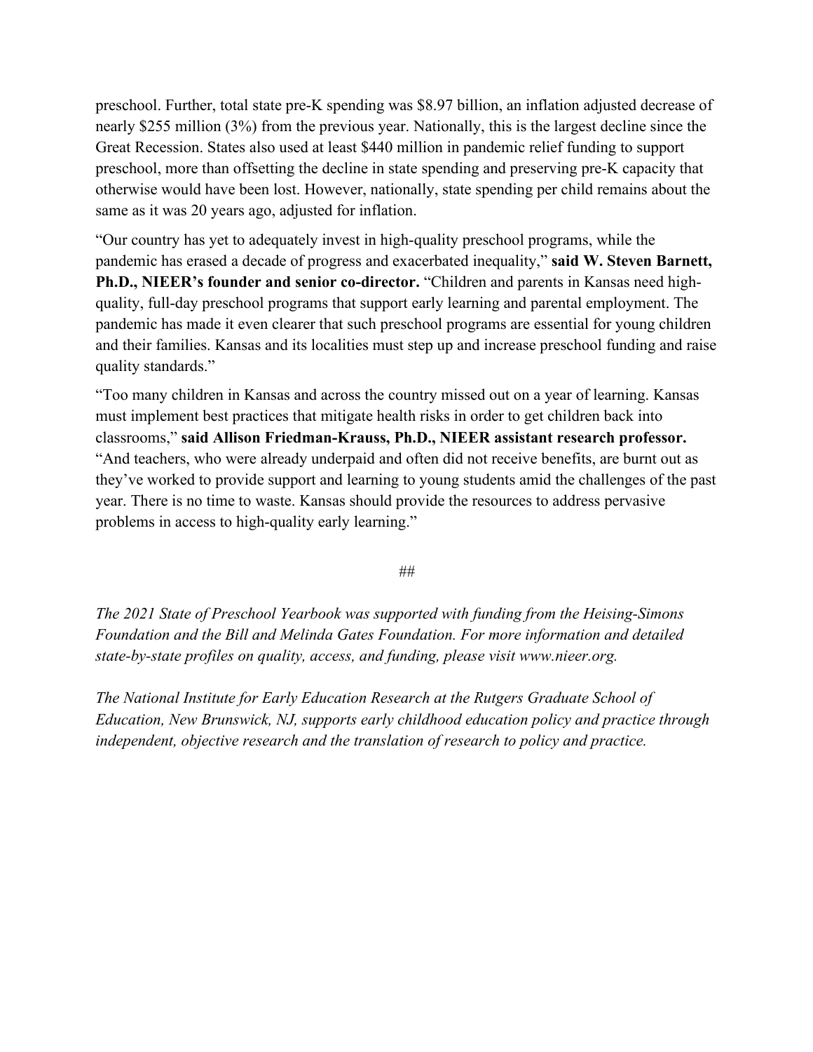preschool. Further, total state pre-K spending was $8.97 billion, an inflation adjusted decrease of nearly $255 million (3%) from the previous year. Nationally, this is the largest decline since the Great Recession. States also used at least $440 million in pandemic relief funding to support preschool, more than offsetting the decline in state spending and preserving pre-K capacity that otherwise would have been lost. However, nationally, state spending per child remains about the same as it was 20 years ago, adjusted for inflation.

"Our country has yet to adequately invest in high-quality preschool programs, while the pandemic has erased a decade of progress and exacerbated inequality," **said W. Steven Barnett, Ph.D., NIEER's founder and senior co-director.** "Children and parents in Kansas need high-quality, full-day preschool programs that support early learning and parental employment. The pandemic has made it even clearer that such preschool programs are essential for young children and their families. Kansas and its localities must step up and increase preschool funding and raise quality standards."

"Too many children in Kansas and across the country missed out on a year of learning. Kansas must implement best practices that mitigate health risks in order to get children back into classrooms," **said Allison Friedman-Krauss, Ph.D., NIEER assistant research professor.** "And teachers, who were already underpaid and often did not receive benefits, are burnt out as they've worked to provide support and learning to young students amid the challenges of the past year. There is no time to waste. Kansas should provide the resources to address pervasive problems in access to high-quality early learning."

##

*The 2021 State of Preschool Yearbook was supported with funding from the Heising-Simons Foundation and the Bill and Melinda Gates Foundation. For more information and detailed state-by-state profiles on quality, access, and funding, please visit www.nieer.org.*

*The National Institute for Early Education Research at the Rutgers Graduate School of Education, New Brunswick, NJ, supports early childhood education policy and practice through independent, objective research and the translation of research to policy and practice.*